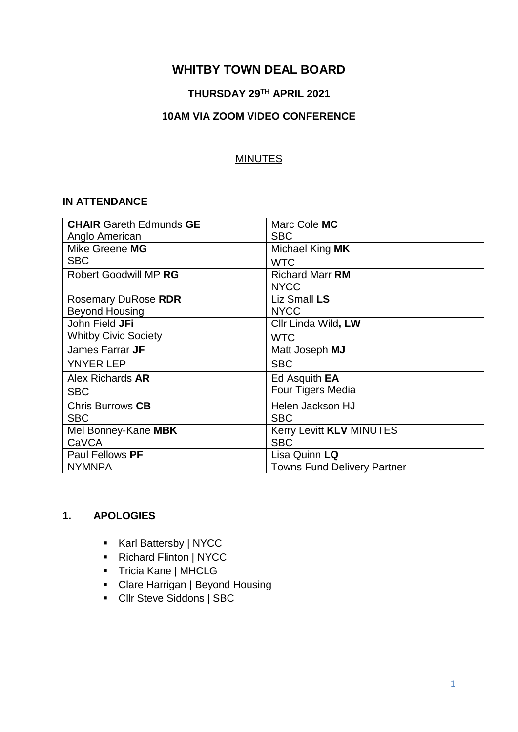# WHITBY TOWN DEAL BOARD

## THURSDAY 29TH APRIL 2021

## 10AM VIA ZOOM VIDEO CONFERENCE

MINUTES

### IN ATTENDANCE

| | |
|---|---|
| **CHAIR** Gareth Edmunds **GE** Anglo American | Marc Cole **MC** SBC |
| Mike Greene **MG** SBC | Michael King **MK** WTC |
| Robert Goodwill MP **RG** | Richard Marr **RM** NYCC |
| Rosemary DuRose **RDR** Beyond Housing | Liz Small **LS** NYCC |
| John Field **JFi** Whitby Civic Society | Cllr Linda Wild**, LW** WTC |
| James Farrar **JF** YNYER LEP | Matt Joseph **MJ** SBC |
| Alex Richards **AR** SBC | Ed Asquith **EA** Four Tigers Media |
| Chris Burrows **CB** SBC | Helen Jackson HJ SBC |
| Mel Bonney-Kane **MBK** CaVCA | Kerry Levitt **KLV** MINUTES SBC |
| Paul Fellows **PF** NYMNPA | Lisa Quinn **LQ** Towns Fund Delivery Partner |

### 1. APOLOGIES

- Karl Battersby | NYCC
- Richard Flinton | NYCC
- Tricia Kane | MHCLG
- Clare Harrigan | Beyond Housing
- Cllr Steve Siddons | SBC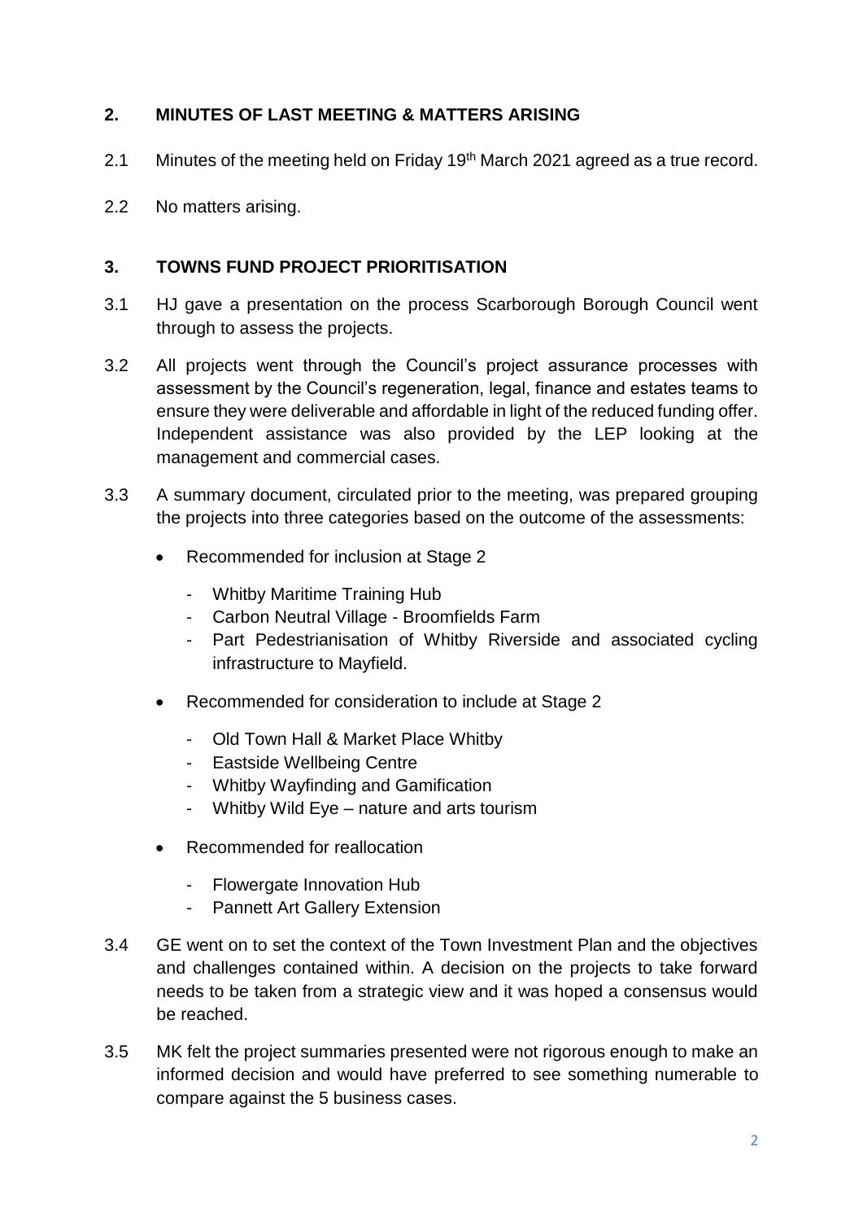## 2. MINUTES OF LAST MEETING & MATTERS ARISING

2.1 Minutes of the meeting held on Friday 19th March 2021 agreed as a true record.

2.2 No matters arising.

## 3. TOWNS FUND PROJECT PRIORITISATION

3.1 HJ gave a presentation on the process Scarborough Borough Council went through to assess the projects.

3.2 All projects went through the Council's project assurance processes with assessment by the Council's regeneration, legal, finance and estates teams to ensure they were deliverable and affordable in light of the reduced funding offer. Independent assistance was also provided by the LEP looking at the management and commercial cases.

3.3 A summary document, circulated prior to the meeting, was prepared grouping the projects into three categories based on the outcome of the assessments:

- Recommended for inclusion at Stage 2
  - Whitby Maritime Training Hub
  - Carbon Neutral Village - Broomfields Farm
  - Part Pedestrianisation of Whitby Riverside and associated cycling infrastructure to Mayfield.
- Recommended for consideration to include at Stage 2
  - Old Town Hall & Market Place Whitby
  - Eastside Wellbeing Centre
  - Whitby Wayfinding and Gamification
  - Whitby Wild Eye – nature and arts tourism
- Recommended for reallocation
  - Flowergate Innovation Hub
  - Pannett Art Gallery Extension

3.4 GE went on to set the context of the Town Investment Plan and the objectives and challenges contained within. A decision on the projects to take forward needs to be taken from a strategic view and it was hoped a consensus would be reached.

3.5 MK felt the project summaries presented were not rigorous enough to make an informed decision and would have preferred to see something numerable to compare against the 5 business cases.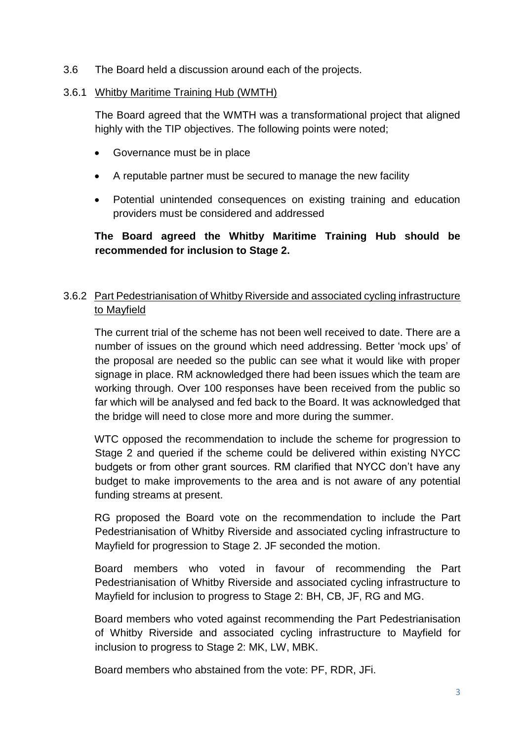3.6 The Board held a discussion around each of the projects.

3.6.1 <u>Whitby Maritime Training Hub (WMTH)</u>

The Board agreed that the WMTH was a transformational project that aligned highly with the TIP objectives. The following points were noted;

- Governance must be in place
- A reputable partner must be secured to manage the new facility
- Potential unintended consequences on existing training and education providers must be considered and addressed

**The Board agreed the Whitby Maritime Training Hub should be recommended for inclusion to Stage 2.**

3.6.2 <u>Part Pedestrianisation of Whitby Riverside and associated cycling infrastructure to Mayfield</u>

The current trial of the scheme has not been well received to date. There are a number of issues on the ground which need addressing. Better 'mock ups' of the proposal are needed so the public can see what it would like with proper signage in place. RM acknowledged there had been issues which the team are working through. Over 100 responses have been received from the public so far which will be analysed and fed back to the Board. It was acknowledged that the bridge will need to close more and more during the summer.

WTC opposed the recommendation to include the scheme for progression to Stage 2 and queried if the scheme could be delivered within existing NYCC budgets or from other grant sources. RM clarified that NYCC don't have any budget to make improvements to the area and is not aware of any potential funding streams at present.

RG proposed the Board vote on the recommendation to include the Part Pedestrianisation of Whitby Riverside and associated cycling infrastructure to Mayfield for progression to Stage 2. JF seconded the motion.

Board members who voted in favour of recommending the Part Pedestrianisation of Whitby Riverside and associated cycling infrastructure to Mayfield for inclusion to progress to Stage 2: BH, CB, JF, RG and MG.

Board members who voted against recommending the Part Pedestrianisation of Whitby Riverside and associated cycling infrastructure to Mayfield for inclusion to progress to Stage 2: MK, LW, MBK.

Board members who abstained from the vote: PF, RDR, JFi.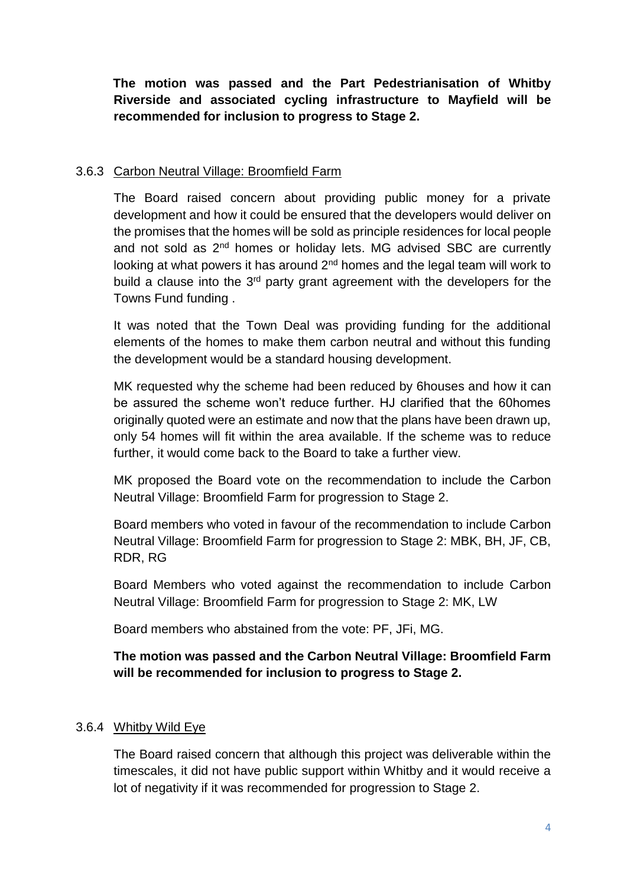**The motion was passed and the Part Pedestrianisation of Whitby Riverside and associated cycling infrastructure to Mayfield will be recommended for inclusion to progress to Stage 2.**

### 3.6.3 Carbon Neutral Village: Broomfield Farm

The Board raised concern about providing public money for a private development and how it could be ensured that the developers would deliver on the promises that the homes will be sold as principle residences for local people and not sold as 2nd homes or holiday lets. MG advised SBC are currently looking at what powers it has around 2nd homes and the legal team will work to build a clause into the 3rd party grant agreement with the developers for the Towns Fund funding .

It was noted that the Town Deal was providing funding for the additional elements of the homes to make them carbon neutral and without this funding the development would be a standard housing development.

MK requested why the scheme had been reduced by 6houses and how it can be assured the scheme won't reduce further. HJ clarified that the 60homes originally quoted were an estimate and now that the plans have been drawn up, only 54 homes will fit within the area available. If the scheme was to reduce further, it would come back to the Board to take a further view.

MK proposed the Board vote on the recommendation to include the Carbon Neutral Village: Broomfield Farm for progression to Stage 2.

Board members who voted in favour of the recommendation to include Carbon Neutral Village: Broomfield Farm for progression to Stage 2: MBK, BH, JF, CB, RDR, RG

Board Members who voted against the recommendation to include Carbon Neutral Village: Broomfield Farm for progression to Stage 2: MK, LW

Board members who abstained from the vote: PF, JFi, MG.

**The motion was passed and the Carbon Neutral Village: Broomfield Farm will be recommended for inclusion to progress to Stage 2.**

### 3.6.4 Whitby Wild Eye

The Board raised concern that although this project was deliverable within the timescales, it did not have public support within Whitby and it would receive a lot of negativity if it was recommended for progression to Stage 2.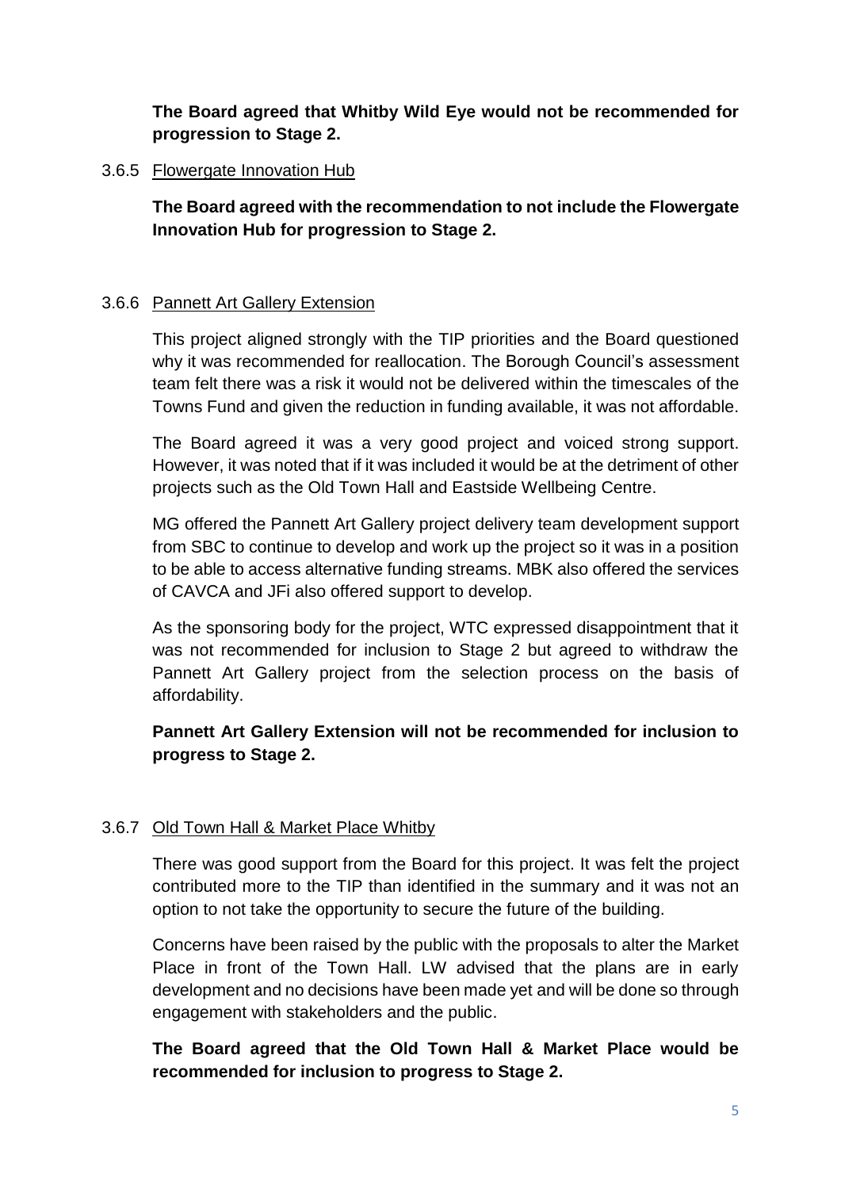**The Board agreed that Whitby Wild Eye would not be recommended for progression to Stage 2.**

3.6.5 Flowergate Innovation Hub

**The Board agreed with the recommendation to not include the Flowergate Innovation Hub for progression to Stage 2.**

3.6.6 Pannett Art Gallery Extension

This project aligned strongly with the TIP priorities and the Board questioned why it was recommended for reallocation. The Borough Council's assessment team felt there was a risk it would not be delivered within the timescales of the Towns Fund and given the reduction in funding available, it was not affordable.

The Board agreed it was a very good project and voiced strong support. However, it was noted that if it was included it would be at the detriment of other projects such as the Old Town Hall and Eastside Wellbeing Centre.

MG offered the Pannett Art Gallery project delivery team development support from SBC to continue to develop and work up the project so it was in a position to be able to access alternative funding streams. MBK also offered the services of CAVCA and JFi also offered support to develop.

As the sponsoring body for the project, WTC expressed disappointment that it was not recommended for inclusion to Stage 2 but agreed to withdraw the Pannett Art Gallery project from the selection process on the basis of affordability.

**Pannett Art Gallery Extension will not be recommended for inclusion to progress to Stage 2.**

3.6.7 Old Town Hall & Market Place Whitby

There was good support from the Board for this project. It was felt the project contributed more to the TIP than identified in the summary and it was not an option to not take the opportunity to secure the future of the building.

Concerns have been raised by the public with the proposals to alter the Market Place in front of the Town Hall. LW advised that the plans are in early development and no decisions have been made yet and will be done so through engagement with stakeholders and the public.

**The Board agreed that the Old Town Hall & Market Place would be recommended for inclusion to progress to Stage 2.**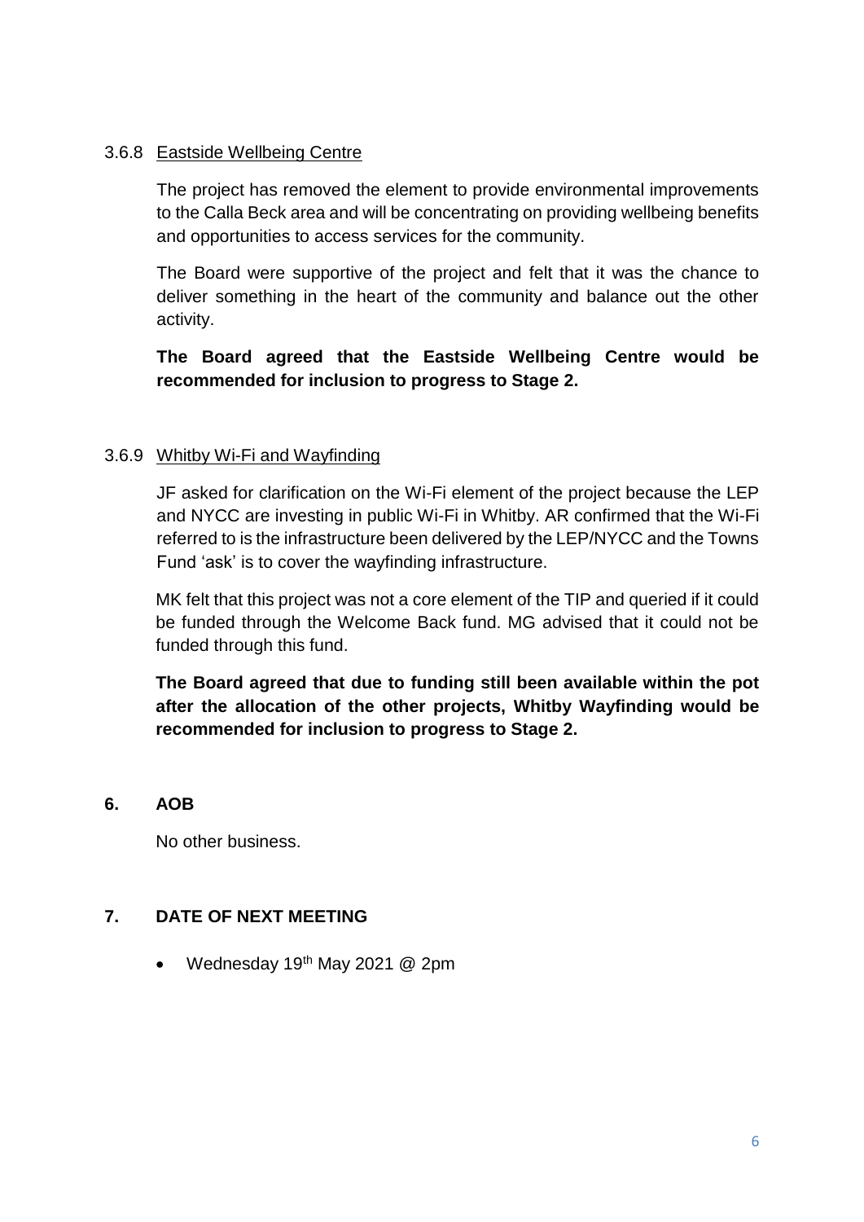### 3.6.8 Eastside Wellbeing Centre

The project has removed the element to provide environmental improvements to the Calla Beck area and will be concentrating on providing wellbeing benefits and opportunities to access services for the community.

The Board were supportive of the project and felt that it was the chance to deliver something in the heart of the community and balance out the other activity.

**The Board agreed that the Eastside Wellbeing Centre would be recommended for inclusion to progress to Stage 2.**

### 3.6.9 Whitby Wi-Fi and Wayfinding

JF asked for clarification on the Wi-Fi element of the project because the LEP and NYCC are investing in public Wi-Fi in Whitby. AR confirmed that the Wi-Fi referred to is the infrastructure been delivered by the LEP/NYCC and the Towns Fund 'ask' is to cover the wayfinding infrastructure.

MK felt that this project was not a core element of the TIP and queried if it could be funded through the Welcome Back fund. MG advised that it could not be funded through this fund.

**The Board agreed that due to funding still been available within the pot after the allocation of the other projects, Whitby Wayfinding would be recommended for inclusion to progress to Stage 2.**

## 6. AOB

No other business.

## 7. DATE OF NEXT MEETING

- Wednesday 19th May 2021 @ 2pm